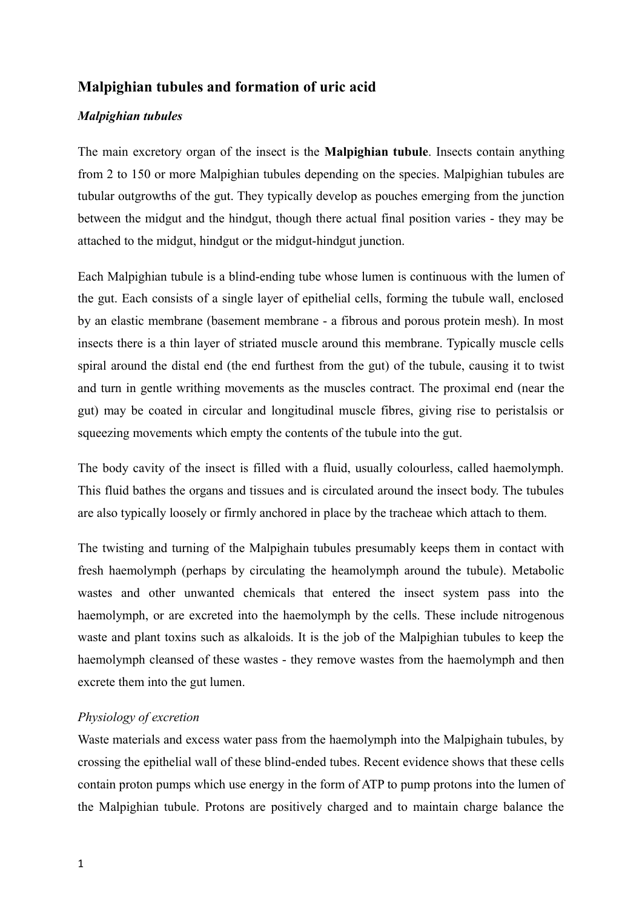## Malpighian tubules and formation of uric acid

### *Malpighian tubules*

The main excretory organ of the insect is the **Malpighian tubule**. Insects contain anything from 2 to 150 or more Malpighian tubules depending on the species. Malpighian tubules are tubular outgrowths of the gut. They typically develop as pouches emerging from the junction between the midgut and the hindgut, though there actual final position varies - they may be attached to the midgut, hindgut or the midgut-hindgut junction.

Each Malpighian tubule is a blind-ending tube whose lumen is continuous with the lumen of the gut. Each consists of a single layer of epithelial cells, forming the tubule wall, enclosed by an elastic membrane (basement membrane - a fibrous and porous protein mesh). In most insects there is a thin layer of striated muscle around this membrane. Typically muscle cells spiral around the distal end (the end furthest from the gut) of the tubule, causing it to twist and turn in gentle writhing movements as the muscles contract. The proximal end (near the gut) may be coated in circular and longitudinal muscle fibres, giving rise to peristalsis or squeezing movements which empty the contents of the tubule into the gut.

The body cavity of the insect is filled with a fluid, usually colourless, called haemolymph. This fluid bathes the organs and tissues and is circulated around the insect body. The tubules are also typically loosely or firmly anchored in place by the tracheae which attach to them.

The twisting and turning of the Malpighain tubules presumably keeps them in contact with fresh haemolymph (perhaps by circulating the heamolymph around the tubule). Metabolic wastes and other unwanted chemicals that entered the insect system pass into the haemolymph, or are excreted into the haemolymph by the cells. These include nitrogenous waste and plant toxins such as alkaloids. It is the job of the Malpighian tubules to keep the haemolymph cleansed of these wastes - they remove wastes from the haemolymph and then excrete them into the gut lumen.

### *Physiology of excretion*

Waste materials and excess water pass from the haemolymph into the Malpighain tubules, by crossing the epithelial wall of these blind-ended tubes. Recent evidence shows that these cells contain proton pumps which use energy in the form of ATP to pump protons into the lumen of the Malpighian tubule. Protons are positively charged and to maintain charge balance the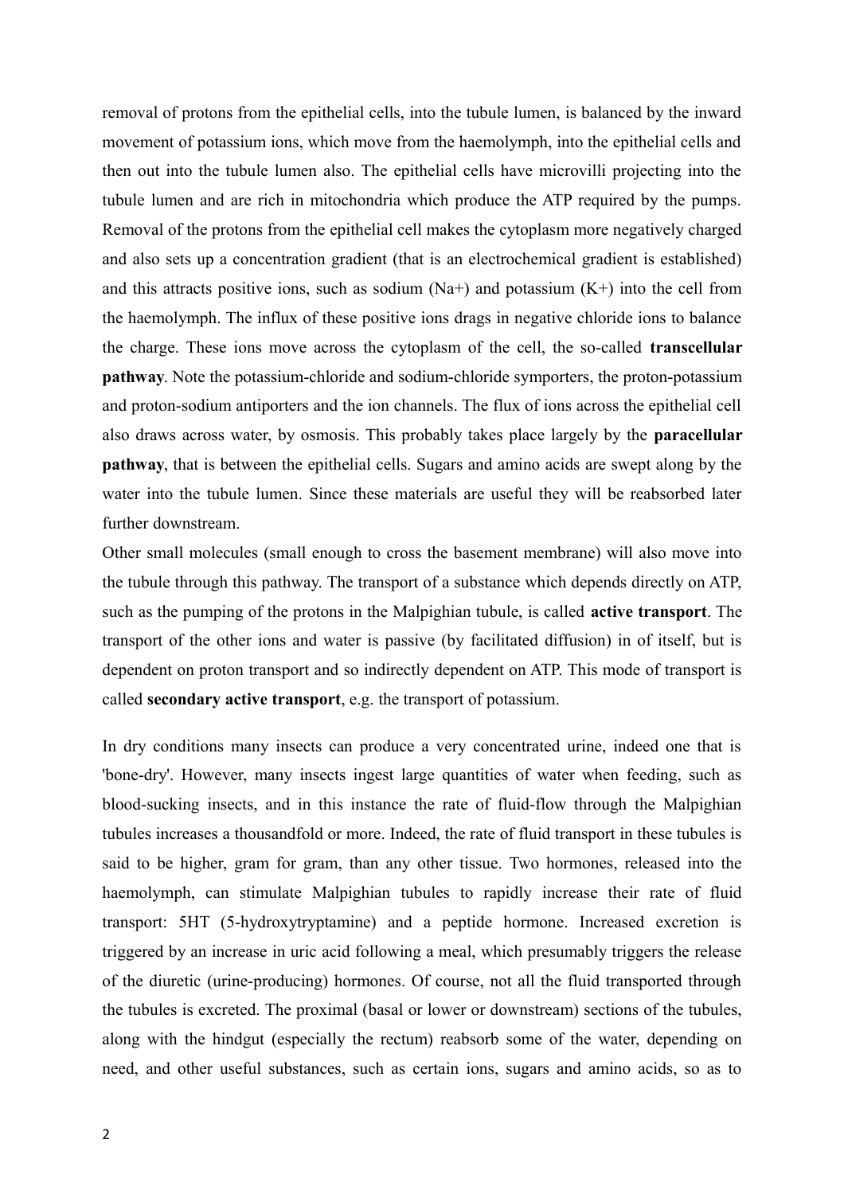removal of protons from the epithelial cells, into the tubule lumen, is balanced by the inward movement of potassium ions, which move from the haemolymph, into the epithelial cells and then out into the tubule lumen also. The epithelial cells have microvilli projecting into the tubule lumen and are rich in mitochondria which produce the ATP required by the pumps. Removal of the protons from the epithelial cell makes the cytoplasm more negatively charged and also sets up a concentration gradient (that is an electrochemical gradient is established) and this attracts positive ions, such as sodium ($Na^+$) and potassium ($K^+$) into the cell from the haemolymph. The influx of these positive ions drags in negative chloride ions to balance the charge. These ions move across the cytoplasm of the cell, the so-called **transcellular pathway**. Note the potassium-chloride and sodium-chloride symporters, the proton-potassium and proton-sodium antiporters and the ion channels. The flux of ions across the epithelial cell also draws across water, by osmosis. This probably takes place largely by the **paracellular pathway**, that is between the epithelial cells. Sugars and amino acids are swept along by the water into the tubule lumen. Since these materials are useful they will be reabsorbed later further downstream.

Other small molecules (small enough to cross the basement membrane) will also move into the tubule through this pathway. The transport of a substance which depends directly on ATP, such as the pumping of the protons in the Malpighian tubule, is called **active transport**. The transport of the other ions and water is passive (by facilitated diffusion) in of itself, but is dependent on proton transport and so indirectly dependent on ATP. This mode of transport is called **secondary active transport**, e.g. the transport of potassium.

In dry conditions many insects can produce a very concentrated urine, indeed one that is 'bone-dry'. However, many insects ingest large quantities of water when feeding, such as blood-sucking insects, and in this instance the rate of fluid-flow through the Malpighian tubules increases a thousandfold or more. Indeed, the rate of fluid transport in these tubules is said to be higher, gram for gram, than any other tissue. Two hormones, released into the haemolymph, can stimulate Malpighian tubules to rapidly increase their rate of fluid transport: 5HT (5-hydroxytryptamine) and a peptide hormone. Increased excretion is triggered by an increase in uric acid following a meal, which presumably triggers the release of the diuretic (urine-producing) hormones. Of course, not all the fluid transported through the tubules is excreted. The proximal (basal or lower or downstream) sections of the tubules, along with the hindgut (especially the rectum) reabsorb some of the water, depending on need, and other useful substances, such as certain ions, sugars and amino acids, so as to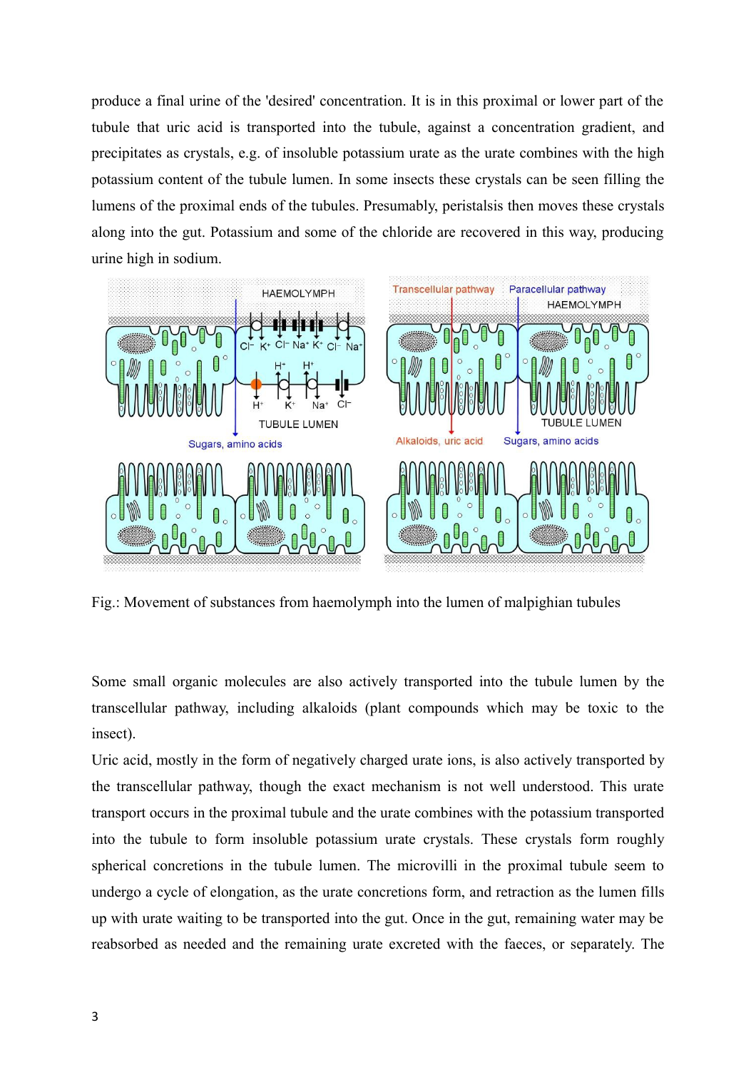produce a final urine of the 'desired' concentration. It is in this proximal or lower part of the tubule that uric acid is transported into the tubule, against a concentration gradient, and precipitates as crystals, e.g. of insoluble potassium urate as the urate combines with the high potassium content of the tubule lumen. In some insects these crystals can be seen filling the lumens of the proximal ends of the tubules. Presumably, peristalsis then moves these crystals along into the gut. Potassium and some of the chloride are recovered in this way, producing urine high in sodium.

Fig.: Movement of substances from haemolymph into the lumen of malpighian tubules

Some small organic molecules are also actively transported into the tubule lumen by the transcellular pathway, including alkaloids (plant compounds which may be toxic to the insect).

Uric acid, mostly in the form of negatively charged urate ions, is also actively transported by the transcellular pathway, though the exact mechanism is not well understood. This urate transport occurs in the proximal tubule and the urate combines with the potassium transported into the tubule to form insoluble potassium urate crystals. These crystals form roughly spherical concretions in the tubule lumen. The microvilli in the proximal tubule seem to undergo a cycle of elongation, as the urate concretions form, and retraction as the lumen fills up with urate waiting to be transported into the gut. Once in the gut, remaining water may be reabsorbed as needed and the remaining urate excreted with the faeces, or separately. The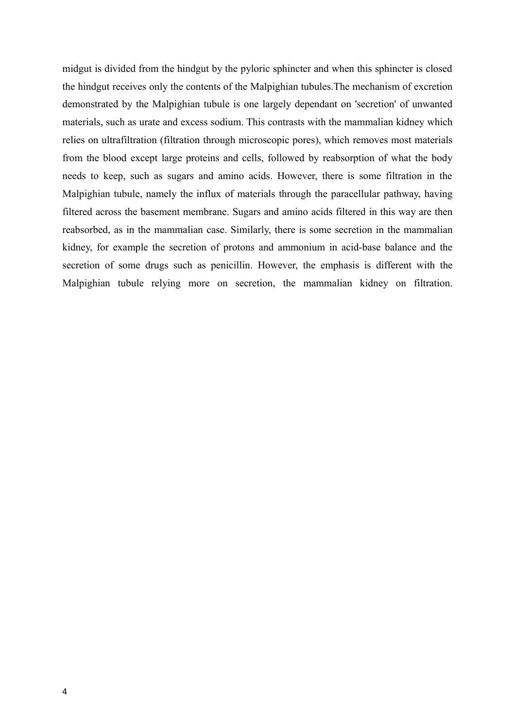midgut is divided from the hindgut by the pyloric sphincter and when this sphincter is closed the hindgut receives only the contents of the Malpighian tubules.The mechanism of excretion demonstrated by the Malpighian tubule is one largely dependant on 'secretion' of unwanted materials, such as urate and excess sodium. This contrasts with the mammalian kidney which relies on ultrafiltration (filtration through microscopic pores), which removes most materials from the blood except large proteins and cells, followed by reabsorption of what the body needs to keep, such as sugars and amino acids. However, there is some filtration in the Malpighian tubule, namely the influx of materials through the paracellular pathway, having filtered across the basement membrane. Sugars and amino acids filtered in this way are then reabsorbed, as in the mammalian case. Similarly, there is some secretion in the mammalian kidney, for example the secretion of protons and ammonium in acid-base balance and the secretion of some drugs such as penicillin. However, the emphasis is different with the Malpighian tubule relying more on secretion, the mammalian kidney on filtration.